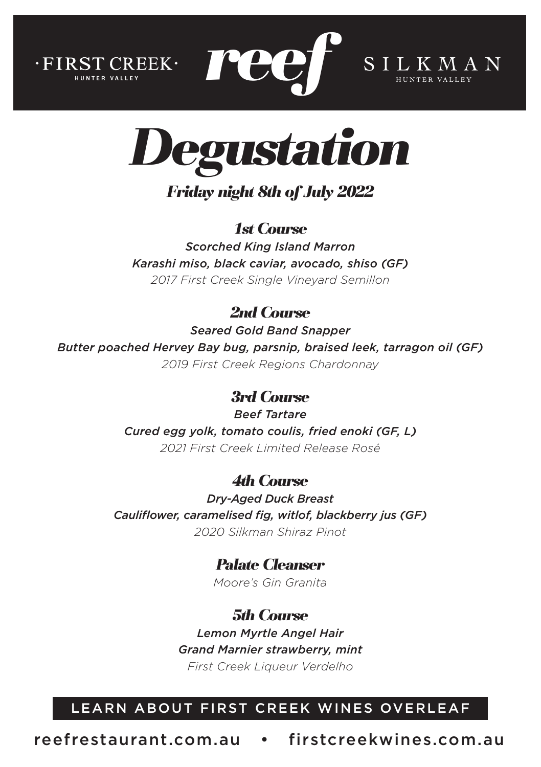·FIRST CREEK· HUNTER VALLEY

**reef**

SILKMAN HUNTER VALLEY

# *Degustation*

## *Friday night 8th of July 2022*

### *1st Course*

*Scorched King Island Marron*
*Karashi miso, black caviar, avocado, shiso (GF)*
*2017 First Creek Single Vineyard Semillon*

### *2nd Course*

*Seared Gold Band Snapper*
*Butter poached Hervey Bay bug, parsnip, braised leek, tarragon oil (GF)*
*2019 First Creek Regions Chardonnay*

### *3rd Course*

*Beef Tartare*
*Cured egg yolk, tomato coulis, fried enoki (GF, L)*
*2021 First Creek Limited Release Rosé*

### *4th Course*

*Dry-Aged Duck Breast*
*Cauliflower, caramelised fig, witlof, blackberry jus (GF)*
*2020 Silkman Shiraz Pinot*

### *Palate Cleanser*

*Moore's Gin Granita*

### *5th Course*

*Lemon Myrtle Angel Hair*
*Grand Marnier strawberry, mint*
*First Creek Liqueur Verdelho*

LEARN ABOUT FIRST CREEK WINES OVERLEAF

reefrestaurant.com.au • firstcreekwines.com.au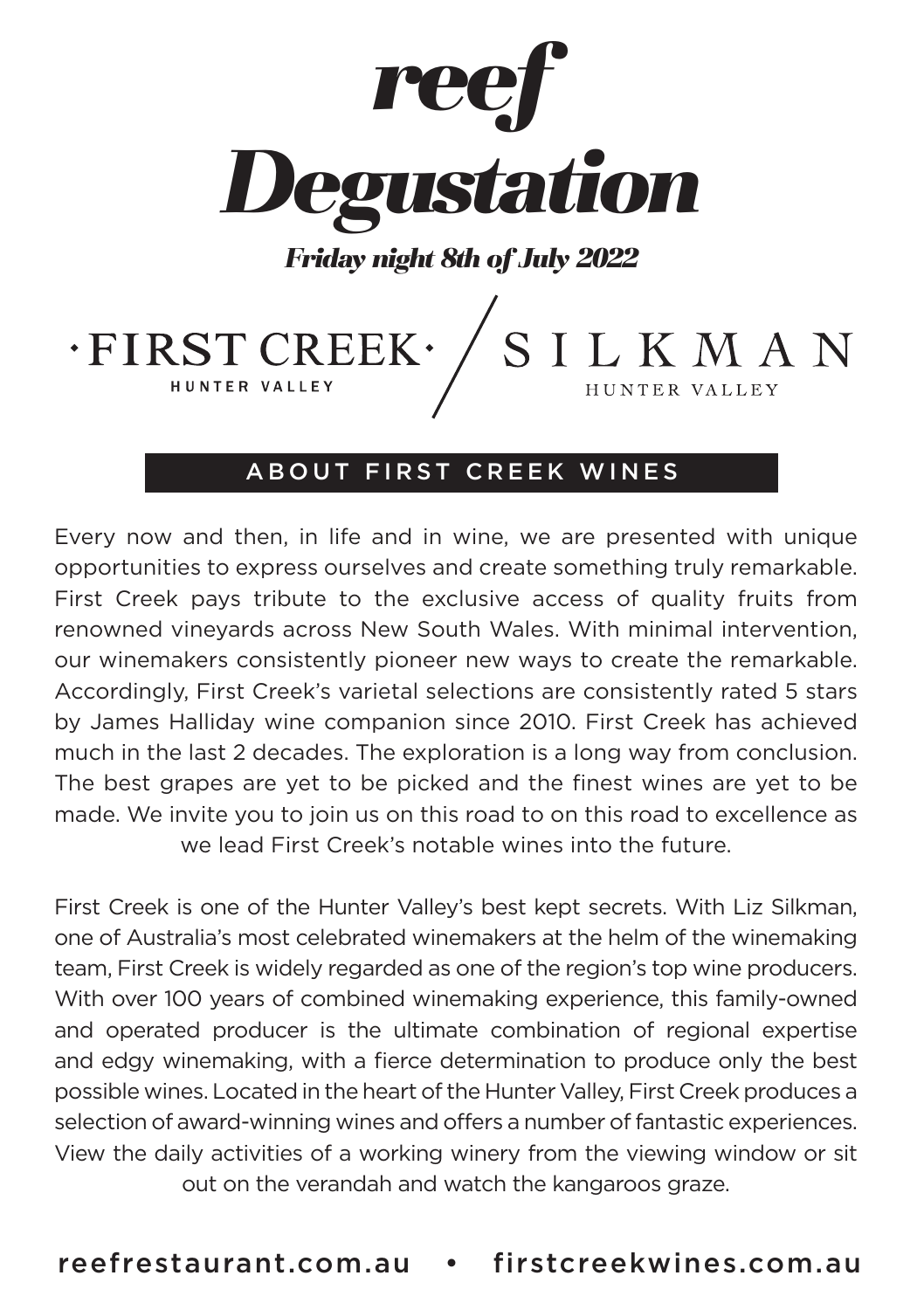# *reef*
# *Degustation*

***Friday night 8th of July 2022***

·FIRST CREEK·
HUNTER VALLEY

SILKMAN
HUNTER VALLEY

## ABOUT FIRST CREEK WINES

Every now and then, in life and in wine, we are presented with unique opportunities to express ourselves and create something truly remarkable. First Creek pays tribute to the exclusive access of quality fruits from renowned vineyards across New South Wales. With minimal intervention, our winemakers consistently pioneer new ways to create the remarkable. Accordingly, First Creek's varietal selections are consistently rated 5 stars by James Halliday wine companion since 2010. First Creek has achieved much in the last 2 decades. The exploration is a long way from conclusion. The best grapes are yet to be picked and the finest wines are yet to be made. We invite you to join us on this road to on this road to excellence as we lead First Creek's notable wines into the future.

First Creek is one of the Hunter Valley's best kept secrets. With Liz Silkman, one of Australia's most celebrated winemakers at the helm of the winemaking team, First Creek is widely regarded as one of the region's top wine producers. With over 100 years of combined winemaking experience, this family-owned and operated producer is the ultimate combination of regional expertise and edgy winemaking, with a fierce determination to produce only the best possible wines. Located in the heart of the Hunter Valley, First Creek produces a selection of award-winning wines and offers a number of fantastic experiences. View the daily activities of a working winery from the viewing window or sit out on the verandah and watch the kangaroos graze.

reefrestaurant.com.au • firstcreekwines.com.au